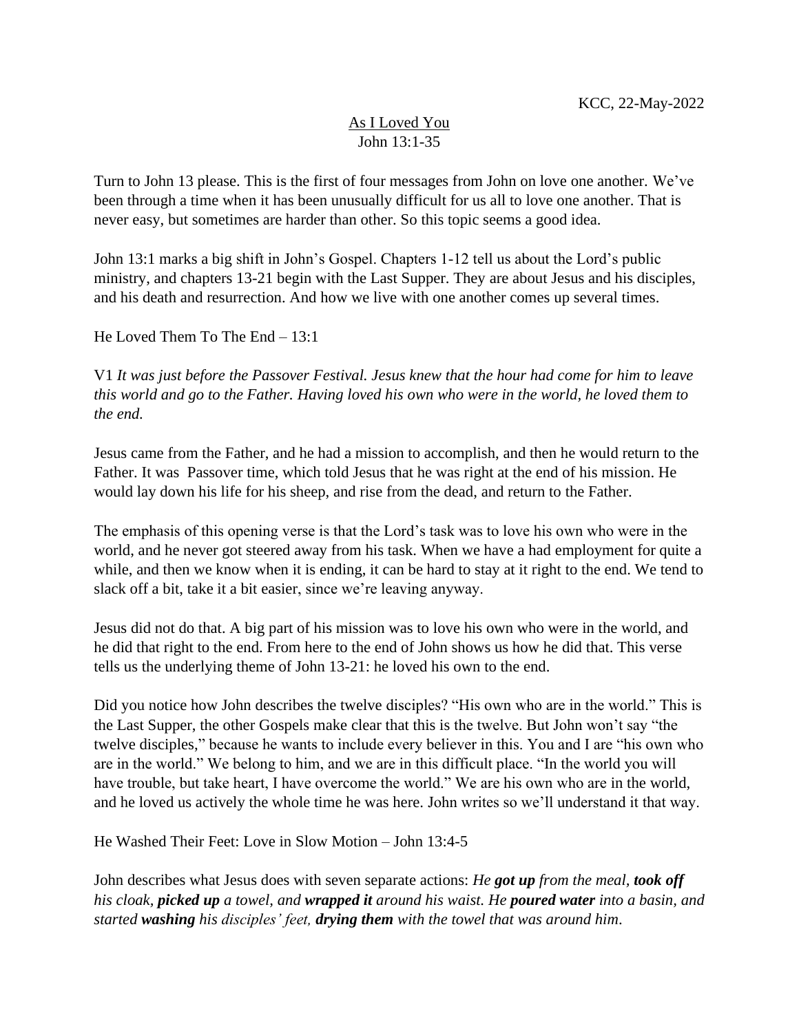KCC, 22-May-2022

# As I Loved You

John 13:1-35

Turn to John 13 please. This is the first of four messages from John on love one another. We've been through a time when it has been unusually difficult for us all to love one another. That is never easy, but sometimes are harder than other. So this topic seems a good idea.

John 13:1 marks a big shift in John's Gospel. Chapters 1-12 tell us about the Lord's public ministry, and chapters 13-21 begin with the Last Supper. They are about Jesus and his disciples, and his death and resurrection. And how we live with one another comes up several times.

## He Loved Them To The End – 13:1

V1 *It was just before the Passover Festival. Jesus knew that the hour had come for him to leave this world and go to the Father. Having loved his own who were in the world, he loved them to the end.*

Jesus came from the Father, and he had a mission to accomplish, and then he would return to the Father. It was Passover time, which told Jesus that he was right at the end of his mission. He would lay down his life for his sheep, and rise from the dead, and return to the Father.

The emphasis of this opening verse is that the Lord's task was to love his own who were in the world, and he never got steered away from his task. When we have a had employment for quite a while, and then we know when it is ending, it can be hard to stay at it right to the end. We tend to slack off a bit, take it a bit easier, since we're leaving anyway.

Jesus did not do that. A big part of his mission was to love his own who were in the world, and he did that right to the end. From here to the end of John shows us how he did that. This verse tells us the underlying theme of John 13-21: he loved his own to the end.

Did you notice how John describes the twelve disciples? "His own who are in the world." This is the Last Supper, the other Gospels make clear that this is the twelve. But John won't say "the twelve disciples," because he wants to include every believer in this. You and I are "his own who are in the world." We belong to him, and we are in this difficult place. "In the world you will have trouble, but take heart, I have overcome the world." We are his own who are in the world, and he loved us actively the whole time he was here. John writes so we'll understand it that way.

## He Washed Their Feet: Love in Slow Motion – John 13:4-5

John describes what Jesus does with seven separate actions: *He **got up** from the meal, **took off** his cloak, **picked up** a towel, and **wrapped it** around his waist. He **poured water** into a basin, and started **washing** his disciples' feet, **drying them** with the towel that was around him.*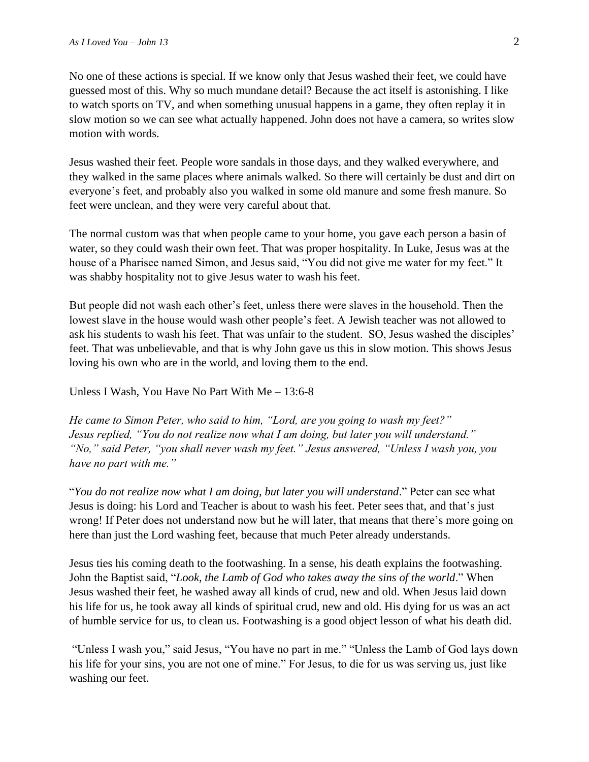No one of these actions is special. If we know only that Jesus washed their feet, we could have guessed most of this. Why so much mundane detail? Because the act itself is astonishing. I like to watch sports on TV, and when something unusual happens in a game, they often replay it in slow motion so we can see what actually happened. John does not have a camera, so writes slow motion with words.

Jesus washed their feet. People wore sandals in those days, and they walked everywhere, and they walked in the same places where animals walked. So there will certainly be dust and dirt on everyone's feet, and probably also you walked in some old manure and some fresh manure. So feet were unclean, and they were very careful about that.

The normal custom was that when people came to your home, you gave each person a basin of water, so they could wash their own feet. That was proper hospitality. In Luke, Jesus was at the house of a Pharisee named Simon, and Jesus said, "You did not give me water for my feet." It was shabby hospitality not to give Jesus water to wash his feet.

But people did not wash each other's feet, unless there were slaves in the household. Then the lowest slave in the house would wash other people's feet. A Jewish teacher was not allowed to ask his students to wash his feet. That was unfair to the student. SO, Jesus washed the disciples' feet. That was unbelievable, and that is why John gave us this in slow motion. This shows Jesus loving his own who are in the world, and loving them to the end.

Unless I Wash, You Have No Part With Me – 13:6-8

*He came to Simon Peter, who said to him, "Lord, are you going to wash my feet?" Jesus replied, "You do not realize now what I am doing, but later you will understand." "No," said Peter, "you shall never wash my feet." Jesus answered, "Unless I wash you, you have no part with me."*

"*You do not realize now what I am doing, but later you will understand*." Peter can see what Jesus is doing: his Lord and Teacher is about to wash his feet. Peter sees that, and that's just wrong! If Peter does not understand now but he will later, that means that there's more going on here than just the Lord washing feet, because that much Peter already understands.

Jesus ties his coming death to the footwashing. In a sense, his death explains the footwashing. John the Baptist said, "*Look, the Lamb of God who takes away the sins of the world*." When Jesus washed their feet, he washed away all kinds of crud, new and old. When Jesus laid down his life for us, he took away all kinds of spiritual crud, new and old. His dying for us was an act of humble service for us, to clean us. Footwashing is a good object lesson of what his death did.

"Unless I wash you," said Jesus, "You have no part in me." "Unless the Lamb of God lays down his life for your sins, you are not one of mine." For Jesus, to die for us was serving us, just like washing our feet.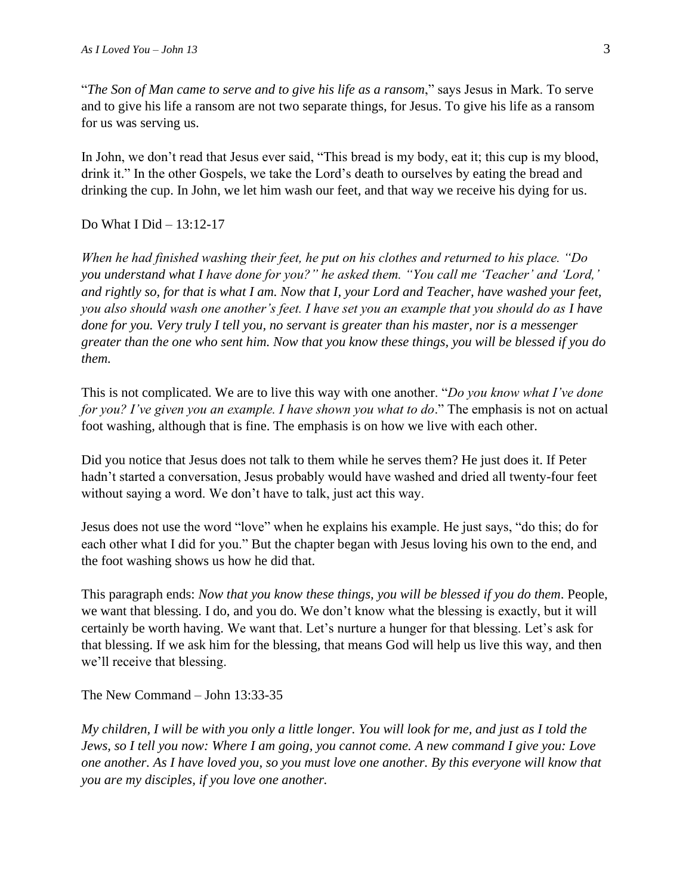"*The Son of Man came to serve and to give his life as a ransom*," says Jesus in Mark. To serve and to give his life a ransom are not two separate things, for Jesus. To give his life as a ransom for us was serving us.

In John, we don't read that Jesus ever said, "This bread is my body, eat it; this cup is my blood, drink it." In the other Gospels, we take the Lord's death to ourselves by eating the bread and drinking the cup. In John, we let him wash our feet, and that way we receive his dying for us.

Do What I Did – 13:12-17

*When he had finished washing their feet, he put on his clothes and returned to his place. "Do you understand what I have done for you?" he asked them. "You call me 'Teacher' and 'Lord,' and rightly so, for that is what I am. Now that I, your Lord and Teacher, have washed your feet, you also should wash one another's feet. I have set you an example that you should do as I have done for you. Very truly I tell you, no servant is greater than his master, nor is a messenger greater than the one who sent him. Now that you know these things, you will be blessed if you do them.*

This is not complicated. We are to live this way with one another. "*Do you know what I've done for you? I've given you an example. I have shown you what to do*." The emphasis is not on actual foot washing, although that is fine. The emphasis is on how we live with each other.

Did you notice that Jesus does not talk to them while he serves them? He just does it. If Peter hadn't started a conversation, Jesus probably would have washed and dried all twenty-four feet without saying a word. We don't have to talk, just act this way.

Jesus does not use the word "love" when he explains his example. He just says, "do this; do for each other what I did for you." But the chapter began with Jesus loving his own to the end, and the foot washing shows us how he did that.

This paragraph ends: *Now that you know these things, you will be blessed if you do them*. People, we want that blessing. I do, and you do. We don't know what the blessing is exactly, but it will certainly be worth having. We want that. Let's nurture a hunger for that blessing. Let's ask for that blessing. If we ask him for the blessing, that means God will help us live this way, and then we'll receive that blessing.

The New Command – John 13:33-35

*My children, I will be with you only a little longer. You will look for me, and just as I told the Jews, so I tell you now: Where I am going, you cannot come. A new command I give you: Love one another. As I have loved you, so you must love one another. By this everyone will know that you are my disciples, if you love one another.*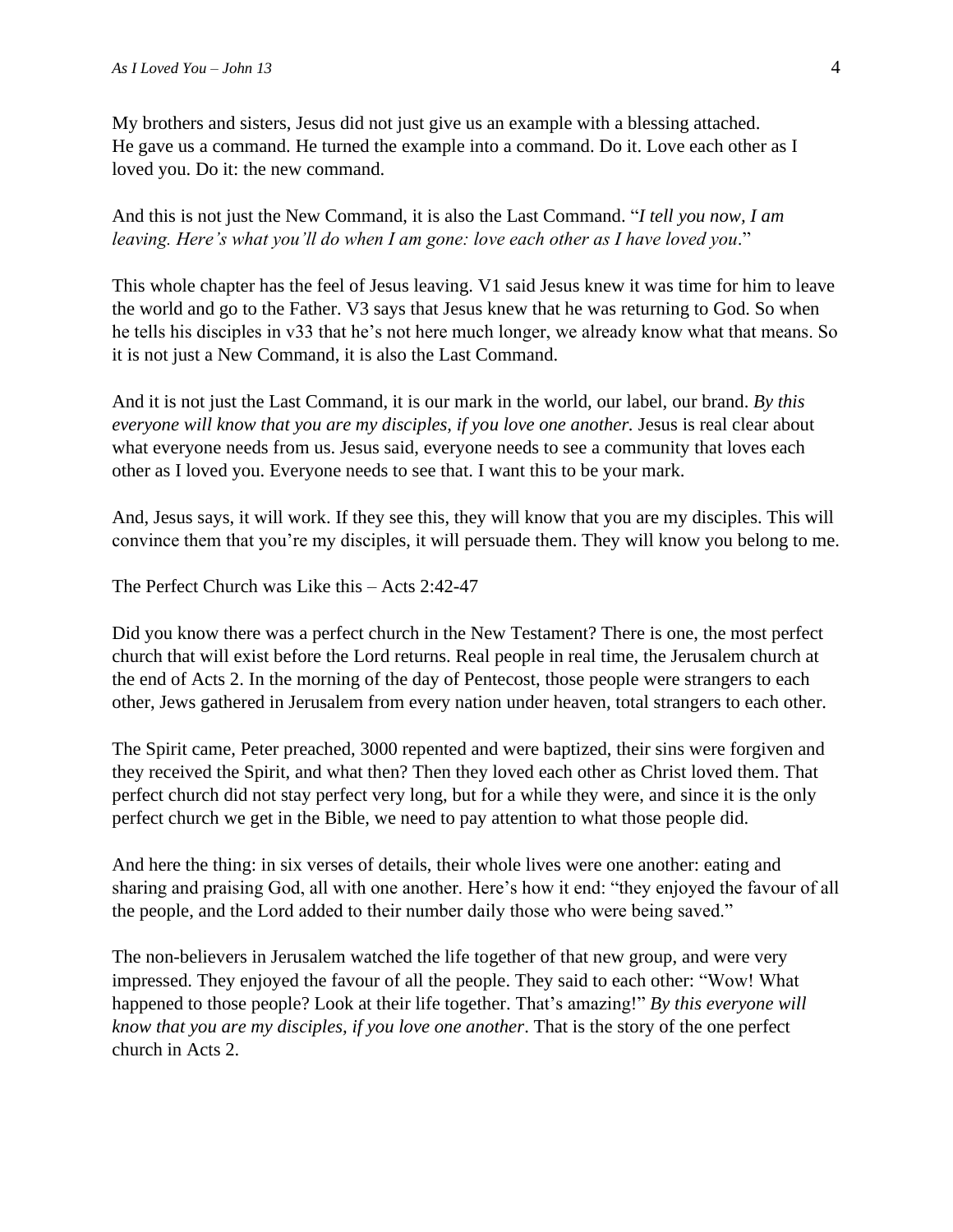My brothers and sisters, Jesus did not just give us an example with a blessing attached. He gave us a command. He turned the example into a command. Do it. Love each other as I loved you. Do it: the new command.

And this is not just the New Command, it is also the Last Command. "*I tell you now, I am leaving. Here's what you'll do when I am gone: love each other as I have loved you*."

This whole chapter has the feel of Jesus leaving. V1 said Jesus knew it was time for him to leave the world and go to the Father. V3 says that Jesus knew that he was returning to God. So when he tells his disciples in v33 that he's not here much longer, we already know what that means. So it is not just a New Command, it is also the Last Command.

And it is not just the Last Command, it is our mark in the world, our label, our brand. *By this everyone will know that you are my disciples, if you love one another.* Jesus is real clear about what everyone needs from us. Jesus said, everyone needs to see a community that loves each other as I loved you. Everyone needs to see that. I want this to be your mark.

And, Jesus says, it will work. If they see this, they will know that you are my disciples. This will convince them that you're my disciples, it will persuade them. They will know you belong to me.

The Perfect Church was Like this – Acts 2:42-47

Did you know there was a perfect church in the New Testament? There is one, the most perfect church that will exist before the Lord returns. Real people in real time, the Jerusalem church at the end of Acts 2. In the morning of the day of Pentecost, those people were strangers to each other, Jews gathered in Jerusalem from every nation under heaven, total strangers to each other.

The Spirit came, Peter preached, 3000 repented and were baptized, their sins were forgiven and they received the Spirit, and what then? Then they loved each other as Christ loved them. That perfect church did not stay perfect very long, but for a while they were, and since it is the only perfect church we get in the Bible, we need to pay attention to what those people did.

And here the thing: in six verses of details, their whole lives were one another: eating and sharing and praising God, all with one another. Here's how it end: "they enjoyed the favour of all the people, and the Lord added to their number daily those who were being saved."

The non-believers in Jerusalem watched the life together of that new group, and were very impressed. They enjoyed the favour of all the people. They said to each other: "Wow! What happened to those people? Look at their life together. That's amazing!" *By this everyone will know that you are my disciples, if you love one another*. That is the story of the one perfect church in Acts 2.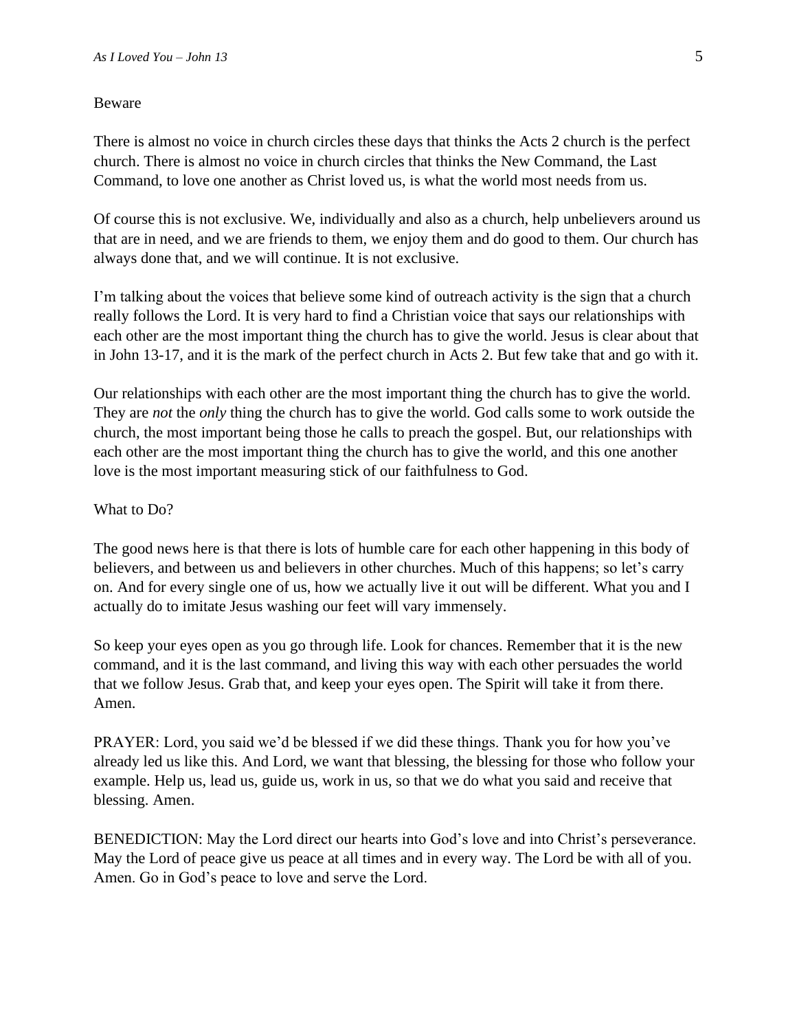## Beware

There is almost no voice in church circles these days that thinks the Acts 2 church is the perfect church. There is almost no voice in church circles that thinks the New Command, the Last Command, to love one another as Christ loved us, is what the world most needs from us.

Of course this is not exclusive. We, individually and also as a church, help unbelievers around us that are in need, and we are friends to them, we enjoy them and do good to them. Our church has always done that, and we will continue. It is not exclusive.

I'm talking about the voices that believe some kind of outreach activity is the sign that a church really follows the Lord. It is very hard to find a Christian voice that says our relationships with each other are the most important thing the church has to give the world. Jesus is clear about that in John 13-17, and it is the mark of the perfect church in Acts 2. But few take that and go with it.

Our relationships with each other are the most important thing the church has to give the world. They are *not* the *only* thing the church has to give the world. God calls some to work outside the church, the most important being those he calls to preach the gospel. But, our relationships with each other are the most important thing the church has to give the world, and this one another love is the most important measuring stick of our faithfulness to God.

## What to Do?

The good news here is that there is lots of humble care for each other happening in this body of believers, and between us and believers in other churches. Much of this happens; so let's carry on. And for every single one of us, how we actually live it out will be different. What you and I actually do to imitate Jesus washing our feet will vary immensely.

So keep your eyes open as you go through life. Look for chances. Remember that it is the new command, and it is the last command, and living this way with each other persuades the world that we follow Jesus. Grab that, and keep your eyes open. The Spirit will take it from there. Amen.

PRAYER: Lord, you said we'd be blessed if we did these things. Thank you for how you've already led us like this. And Lord, we want that blessing, the blessing for those who follow your example. Help us, lead us, guide us, work in us, so that we do what you said and receive that blessing. Amen.

BENEDICTION: May the Lord direct our hearts into God's love and into Christ's perseverance. May the Lord of peace give us peace at all times and in every way. The Lord be with all of you. Amen. Go in God's peace to love and serve the Lord.